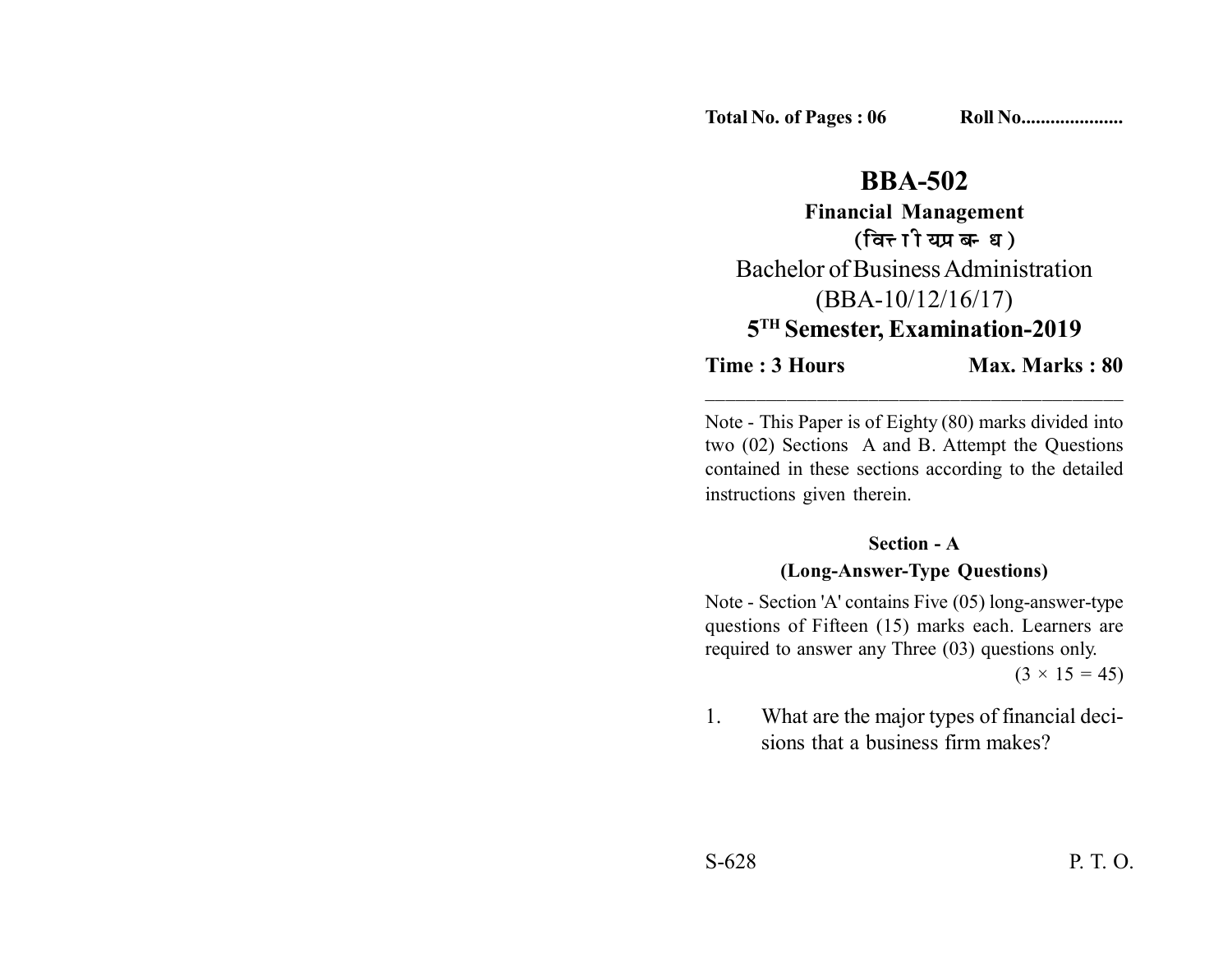**Total No. of Pages : 06** **Roll No....................**

# BBA-502

## Financial Management

**(वित्तीय प्रबन्ध)**

Bachelor of Business Administration

(BBA-10/12/16/17)

**5TH Semester, Examination-2019**

**Time : 3 Hours** **Max. Marks : 80**

---

Note - This Paper is of Eighty (80) marks divided into two (02) Sections A and B. Attempt the Questions contained in these sections according to the detailed instructions given therein.

### Section - A

**(Long-Answer-Type Questions)**

Note - Section 'A' contains Five (05) long-answer-type questions of Fifteen (15) marks each. Learners are required to answer any Three (03) questions only.

$(3 \times 15 = 45)$

1. What are the major types of financial decisions that a business firm makes?

S-628 P. T. O.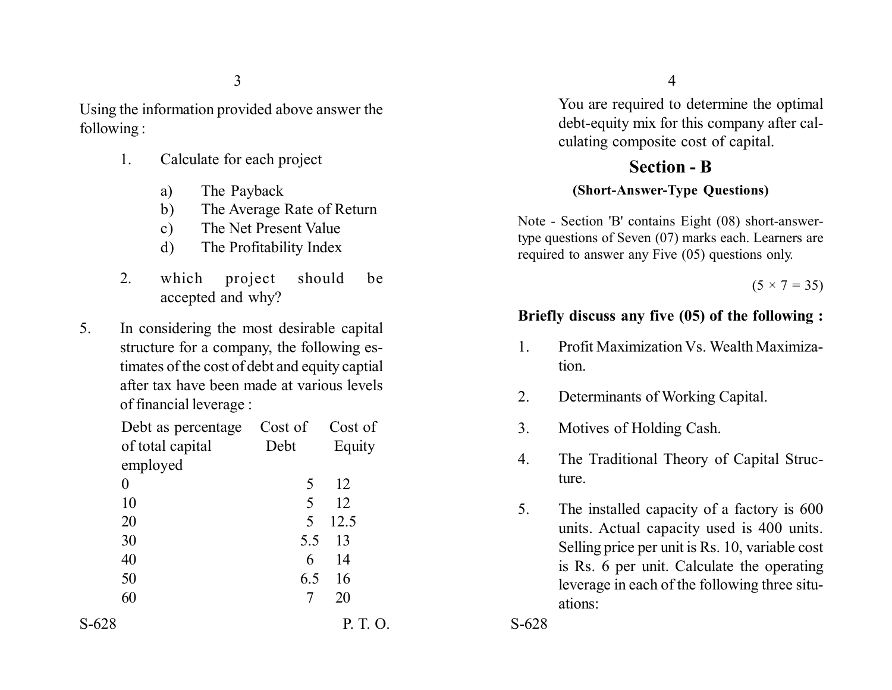Using the information provided above answer the following :

1. Calculate for each project
   a) The Payback
   b) The Average Rate of Return
   c) The Net Present Value
   d) The Profitability Index

2. which project should be accepted and why?

5. In considering the most desirable capital structure for a company, the following estimates of the cost of debt and equity captial after tax have been made at various levels of financial leverage :

| Debt as percentage of total capital employed | Cost of Debt | Cost of Equity |
| --- | --- | --- |
| 0 | 5 | 12 |
| 10 | 5 | 12 |
| 20 | 5 | 12.5 |
| 30 | 5.5 | 13 |
| 40 | 6 | 14 |
| 50 | 6.5 | 16 |
| 60 | 7 | 20 |

You are required to determine the optimal debt-equity mix for this company after calculating composite cost of capital.

## Section - B

### (Short-Answer-Type Questions)

Note - Section 'B' contains Eight (08) short-answer-type questions of Seven (07) marks each. Learners are required to answer any Five (05) questions only.

(5 × 7 = 35)

**Briefly discuss any five (05) of the following :**

1. Profit Maximization Vs. Wealth Maximization.

2. Determinants of Working Capital.

3. Motives of Holding Cash.

4. The Traditional Theory of Capital Structure.

5. The installed capacity of a factory is 600 units. Actual capacity used is 400 units. Selling price per unit is Rs. 10, variable cost is Rs. 6 per unit. Calculate the operating leverage in each of the following three situations: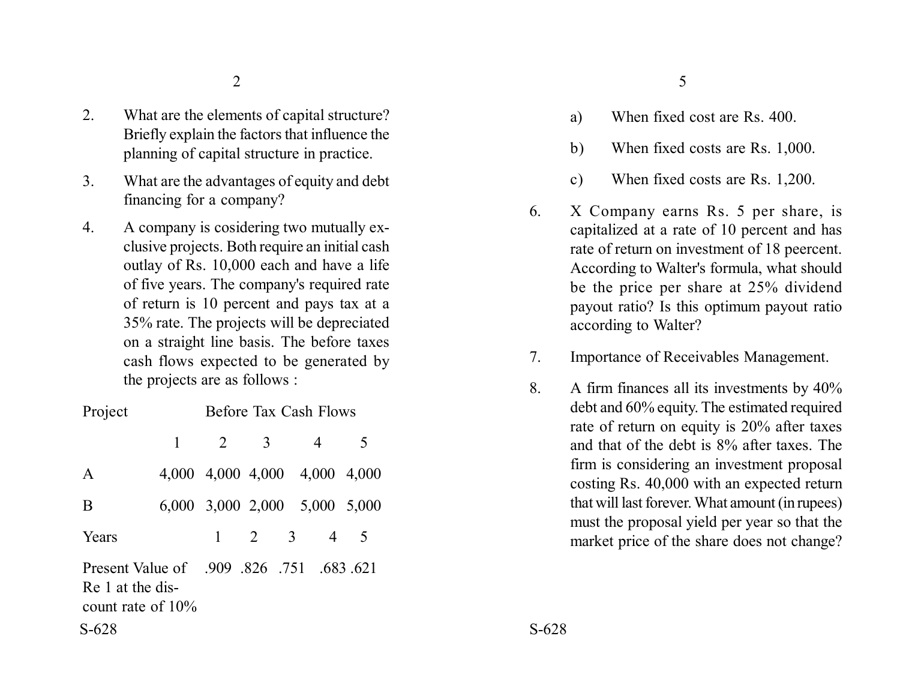2. What are the elements of capital structure? Briefly explain the factors that influence the planning of capital structure in practice.

3. What are the advantages of equity and debt financing for a company?

4. A company is cosidering two mutually exclusive projects. Both require an initial cash outlay of Rs. 10,000 each and have a life of five years. The company's required rate of return is 10 percent and pays tax at a 35% rate. The projects will be depreciated on a straight line basis. The before taxes cash flows expected to be generated by the projects are as follows :

| Project | Before Tax Cash Flows | | | | |
|---|---|---|---|---|---|
| | 1 | 2 | 3 | 4 | 5 |
| A | 4,000 | 4,000 | 4,000 | 4,000 | 4,000 |
| B | 6,000 | 3,000 | 2,000 | 5,000 | 5,000 |

| Years | 1 | 2 | 3 | 4 | 5 |
|---|---|---|---|---|---|
| Present Value of Re 1 at the discount rate of 10% | .909 | .826 | .751 | .683 | .621 |

a) When fixed cost are Rs. 400.

b) When fixed costs are Rs. 1,000.

c) When fixed costs are Rs. 1,200.

6. X Company earns Rs. 5 per share, is capitalized at a rate of 10 percent and has rate of return on investment of 18 peercent. According to Walter's formula, what should be the price per share at 25% dividend payout ratio? Is this optimum payout ratio according to Walter?

7. Importance of Receivables Management.

8. A firm finances all its investments by 40% debt and 60% equity. The estimated required rate of return on equity is 20% after taxes and that of the debt is 8% after taxes. The firm is considering an investment proposal costing Rs. 40,000 with an expected return that will last forever. What amount (in rupees) must the proposal yield per year so that the market price of the share does not change?